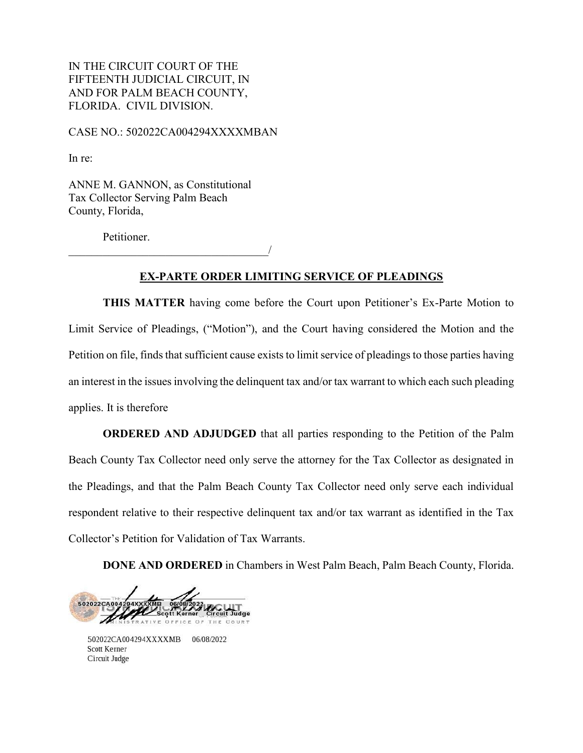IN THE CIRCUIT COURT OF THE
FIFTEENTH JUDICIAL CIRCUIT, IN
AND FOR PALM BEACH COUNTY,
FLORIDA. CIVIL DIVISION.

CASE NO.: 502022CA004294XXXXMBAN

In re:

ANNE M. GANNON, as Constitutional
Tax Collector Serving Palm Beach
County, Florida,

Petitioner.

_____________________________________/

**EX-PARTE ORDER LIMITING SERVICE OF PLEADINGS**

**THIS MATTER** having come before the Court upon Petitioner's Ex-Parte Motion to Limit Service of Pleadings, ("Motion"), and the Court having considered the Motion and the Petition on file, finds that sufficient cause exists to limit service of pleadings to those parties having an interest in the issues involving the delinquent tax and/or tax warrant to which each such pleading applies. It is therefore

**ORDERED AND ADJUDGED** that all parties responding to the Petition of the Palm Beach County Tax Collector need only serve the attorney for the Tax Collector as designated in the Pleadings, and that the Palm Beach County Tax Collector need only serve each individual respondent relative to their respective delinquent tax and/or tax warrant as identified in the Tax Collector's Petition for Validation of Tax Warrants.

**DONE AND ORDERED** in Chambers in West Palm Beach, Palm Beach County, Florida.

502022CA004294XXXXMB 06/08/2022
Scott Kerner Circuit Judge

502022CA004294XXXXMB 06/08/2022
Scott Kerner
Circuit Judge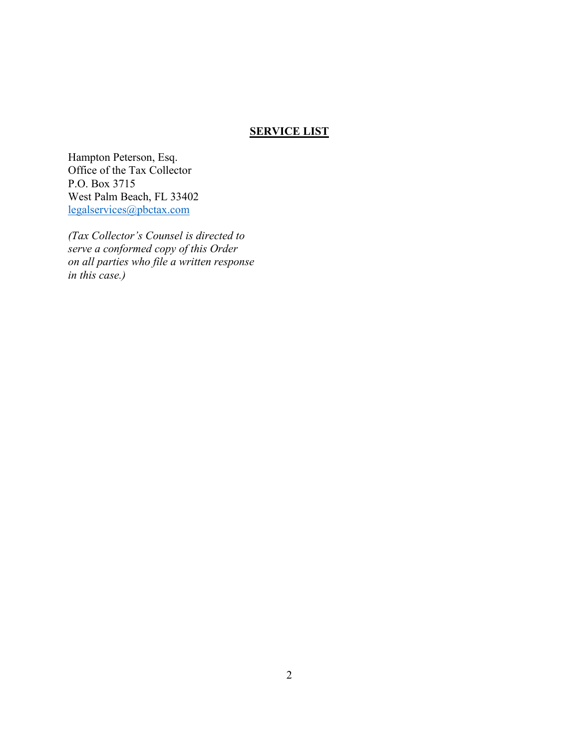**SERVICE LIST**

Hampton Peterson, Esq.
Office of the Tax Collector
P.O. Box 3715
West Palm Beach, FL 33402
legalservices@pbctax.com

*(Tax Collector's Counsel is directed to serve a conformed copy of this Order on all parties who file a written response in this case.)*